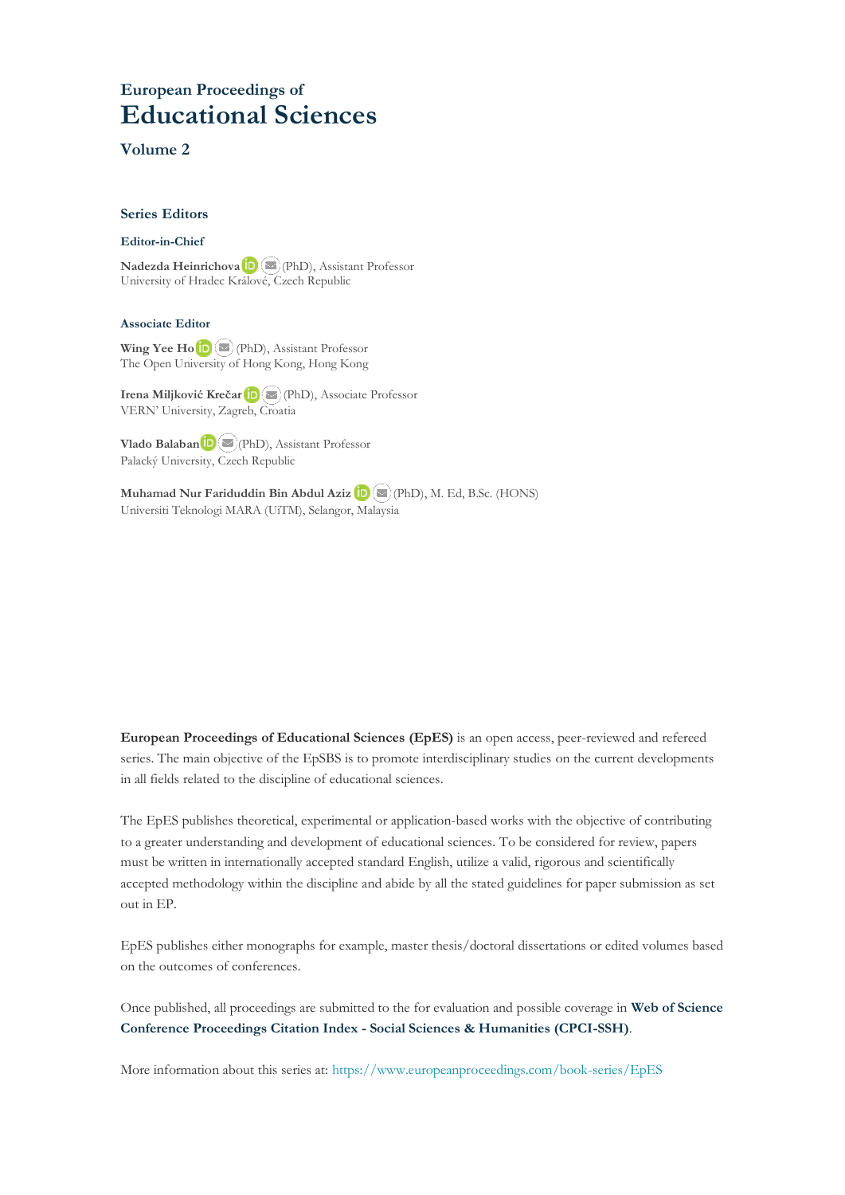European Proceedings of

# Educational Sciences

## Volume 2

### Series Editors

#### Editor-in-Chief

**Nadezda Heinrichova** (PhD), Assistant Professor
University of Hradec Králové, Czech Republic

#### Associate Editor

**Wing Yee Ho** (PhD), Assistant Professor
The Open University of Hong Kong, Hong Kong

**Irena Miljković Krečar** (PhD), Associate Professor
VERN' University, Zagreb, Croatia

**Vlado Balaban** (PhD), Assistant Professor
Palacký University, Czech Republic

**Muhamad Nur Fariduddin Bin Abdul Aziz** (PhD), M. Ed, B.Sc. (HONS)
Universiti Teknologi MARA (UiTM), Selangor, Malaysia

**European Proceedings of Educational Sciences (EpES)** is an open access, peer-reviewed and refereed series. The main objective of the EpSBS is to promote interdisciplinary studies on the current developments in all fields related to the discipline of educational sciences.

The EpES publishes theoretical, experimental or application-based works with the objective of contributing to a greater understanding and development of educational sciences. To be considered for review, papers must be written in internationally accepted standard English, utilize a valid, rigorous and scientifically accepted methodology within the discipline and abide by all the stated guidelines for paper submission as set out in EP.

EpES publishes either monographs for example, master thesis/doctoral dissertations or edited volumes based on the outcomes of conferences.

Once published, all proceedings are submitted to the for evaluation and possible coverage in **Web of Science Conference Proceedings Citation Index - Social Sciences & Humanities (CPCI-SSH)**.

More information about this series at: https://www.europeanproceedings.com/book-series/EpES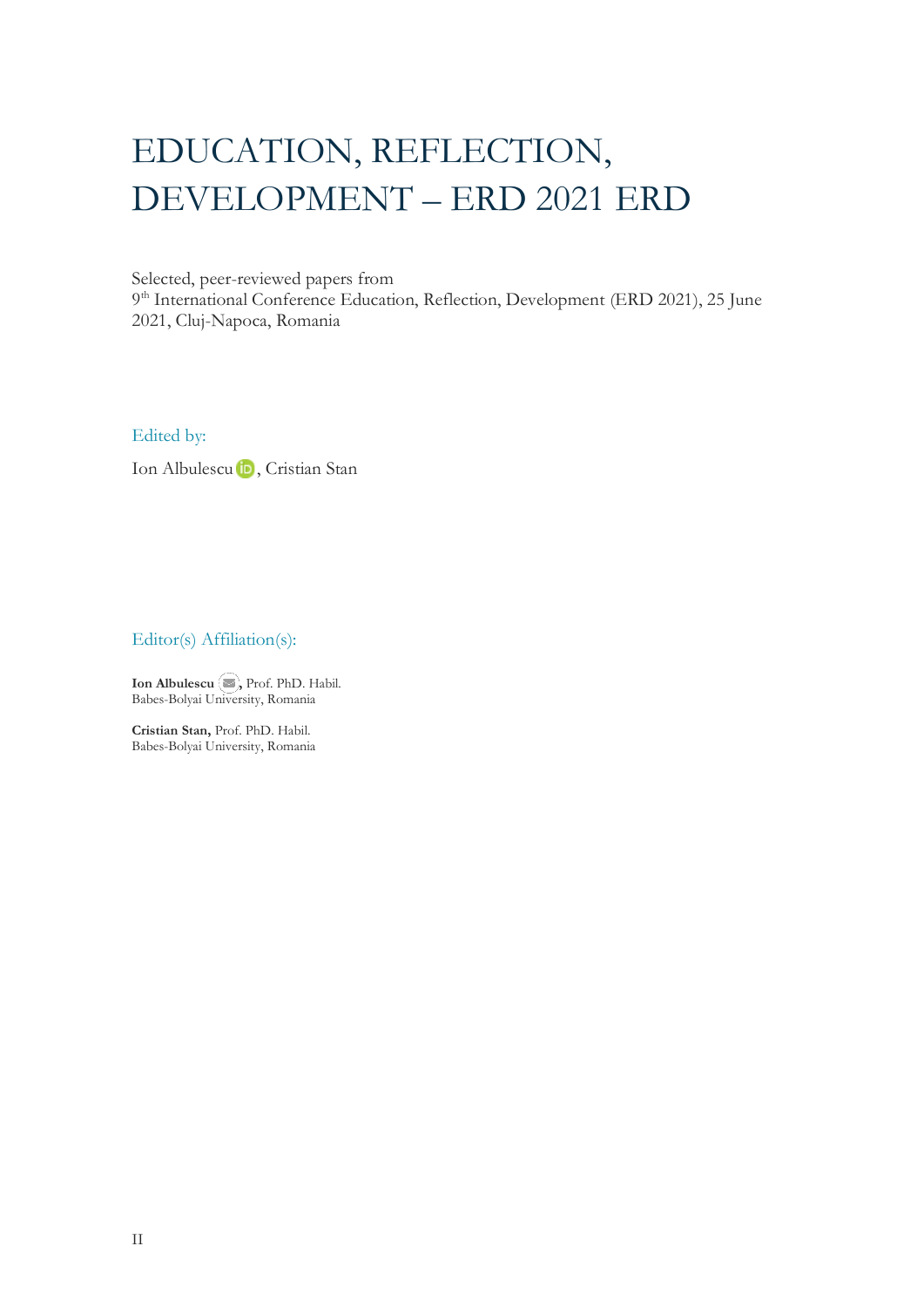# EDUCATION, REFLECTION, DEVELOPMENT – ERD 2021 ERD

Selected, peer-reviewed papers from
9th International Conference Education, Reflection, Development (ERD 2021), 25 June 2021, Cluj-Napoca, Romania

Edited by:

Ion Albulescu, Cristian Stan

Editor(s) Affiliation(s):

**Ion Albulescu**, Prof. PhD. Habil.
Babes-Bolyai University, Romania

**Cristian Stan,** Prof. PhD. Habil.
Babes-Bolyai University, Romania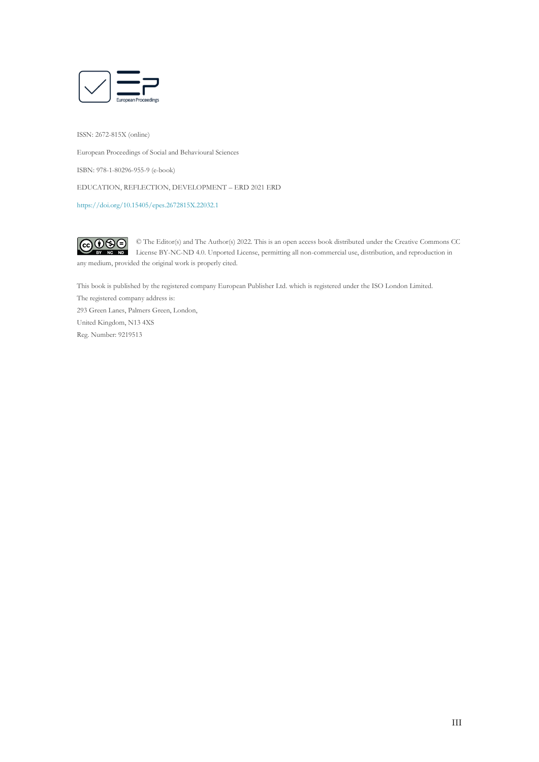ISSN: 2672-815X (online)

European Proceedings of Social and Behavioural Sciences

ISBN: 978-1-80296-955-9 (e-book)

EDUCATION, REFLECTION, DEVELOPMENT – ERD 2021 ERD

https://doi.org/10.15405/epes.2672815X.22032.1

© The Editor(s) and The Author(s) 2022. This is an open access book distributed under the Creative Commons CC License BY-NC-ND 4.0. Unported License, permitting all non-commercial use, distribution, and reproduction in any medium, provided the original work is properly cited.

This book is published by the registered company European Publisher Ltd. which is registered under the ISO London Limited.
The registered company address is:
293 Green Lanes, Palmers Green, London,
United Kingdom, N13 4XS
Reg. Number: 9219513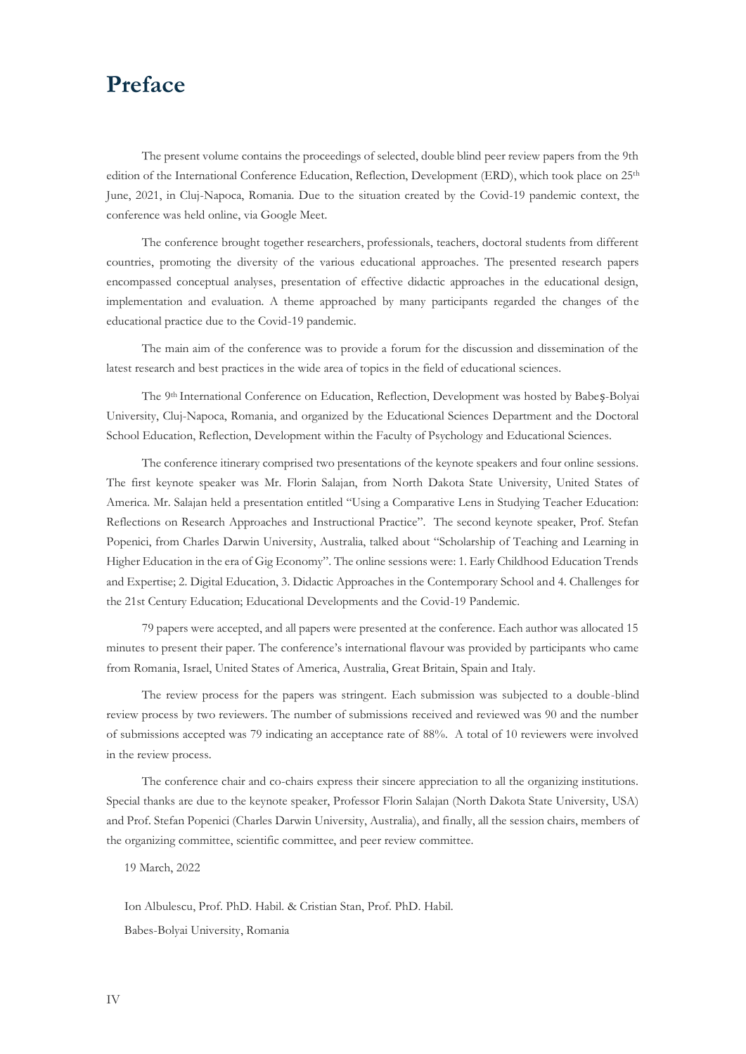# Preface

The present volume contains the proceedings of selected, double blind peer review papers from the 9th edition of the International Conference Education, Reflection, Development (ERD), which took place on 25th June, 2021, in Cluj-Napoca, Romania. Due to the situation created by the Covid-19 pandemic context, the conference was held online, via Google Meet.

The conference brought together researchers, professionals, teachers, doctoral students from different countries, promoting the diversity of the various educational approaches. The presented research papers encompassed conceptual analyses, presentation of effective didactic approaches in the educational design, implementation and evaluation. A theme approached by many participants regarded the changes of the educational practice due to the Covid-19 pandemic.

The main aim of the conference was to provide a forum for the discussion and dissemination of the latest research and best practices in the wide area of topics in the field of educational sciences.

The 9th International Conference on Education, Reflection, Development was hosted by Babeş-Bolyai University, Cluj-Napoca, Romania, and organized by the Educational Sciences Department and the Doctoral School Education, Reflection, Development within the Faculty of Psychology and Educational Sciences.

The conference itinerary comprised two presentations of the keynote speakers and four online sessions. The first keynote speaker was Mr. Florin Salajan, from North Dakota State University, United States of America. Mr. Salajan held a presentation entitled "Using a Comparative Lens in Studying Teacher Education: Reflections on Research Approaches and Instructional Practice". The second keynote speaker, Prof. Stefan Popenici, from Charles Darwin University, Australia, talked about "Scholarship of Teaching and Learning in Higher Education in the era of Gig Economy". The online sessions were: 1. Early Childhood Education Trends and Expertise; 2. Digital Education, 3. Didactic Approaches in the Contemporary School and 4. Challenges for the 21st Century Education; Educational Developments and the Covid-19 Pandemic.

79 papers were accepted, and all papers were presented at the conference. Each author was allocated 15 minutes to present their paper. The conference's international flavour was provided by participants who came from Romania, Israel, United States of America, Australia, Great Britain, Spain and Italy.

The review process for the papers was stringent. Each submission was subjected to a double-blind review process by two reviewers. The number of submissions received and reviewed was 90 and the number of submissions accepted was 79 indicating an acceptance rate of 88%. A total of 10 reviewers were involved in the review process.

The conference chair and co-chairs express their sincere appreciation to all the organizing institutions. Special thanks are due to the keynote speaker, Professor Florin Salajan (North Dakota State University, USA) and Prof. Stefan Popenici (Charles Darwin University, Australia), and finally, all the session chairs, members of the organizing committee, scientific committee, and peer review committee.

19 March, 2022

Ion Albulescu, Prof. PhD. Habil. & Cristian Stan, Prof. PhD. Habil.

Babes-Bolyai University, Romania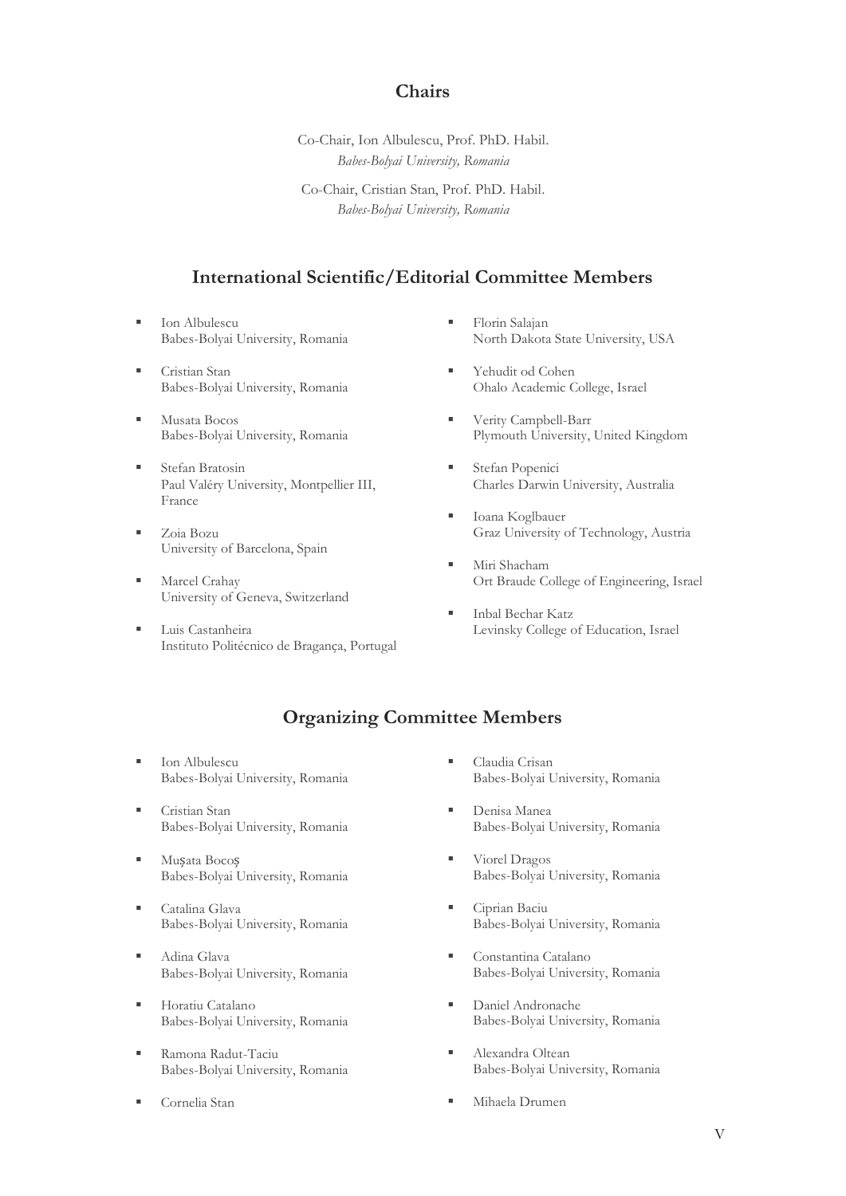## Chairs

Co-Chair, Ion Albulescu, Prof. PhD. Habil.
*Babes-Bolyai University, Romania*

Co-Chair, Cristian Stan, Prof. PhD. Habil.
*Babes-Bolyai University, Romania*

## International Scientific/Editorial Committee Members

- Ion Albulescu
  Babes-Bolyai University, Romania
- Cristian Stan
  Babes-Bolyai University, Romania
- Musata Bocos
  Babes-Bolyai University, Romania
- Stefan Bratosin
  Paul Valéry University, Montpellier III, France
- Zoia Bozu
  University of Barcelona, Spain
- Marcel Crahay
  University of Geneva, Switzerland
- Luis Castanheira
  Instituto Politécnico de Bragança, Portugal
- Florin Salajan
  North Dakota State University, USA
- Yehudit od Cohen
  Ohalo Academic College, Israel
- Verity Campbell-Barr
  Plymouth University, United Kingdom
- Stefan Popenici
  Charles Darwin University, Australia
- Ioana Koglbauer
  Graz University of Technology, Austria
- Miri Shacham
  Ort Braude College of Engineering, Israel
- Inbal Bechar Katz
  Levinsky College of Education, Israel

## Organizing Committee Members

- Ion Albulescu
  Babes-Bolyai University, Romania
- Cristian Stan
  Babes-Bolyai University, Romania
- Mușata Bocoș
  Babes-Bolyai University, Romania
- Catalina Glava
  Babes-Bolyai University, Romania
- Adina Glava
  Babes-Bolyai University, Romania
- Horatiu Catalano
  Babes-Bolyai University, Romania
- Ramona Radut-Taciu
  Babes-Bolyai University, Romania
- Cornelia Stan
- Claudia Crisan
  Babes-Bolyai University, Romania
- Denisa Manea
  Babes-Bolyai University, Romania
- Viorel Dragos
  Babes-Bolyai University, Romania
- Ciprian Baciu
  Babes-Bolyai University, Romania
- Constantina Catalano
  Babes-Bolyai University, Romania
- Daniel Andronache
  Babes-Bolyai University, Romania
- Alexandra Oltean
  Babes-Bolyai University, Romania
- Mihaela Drumen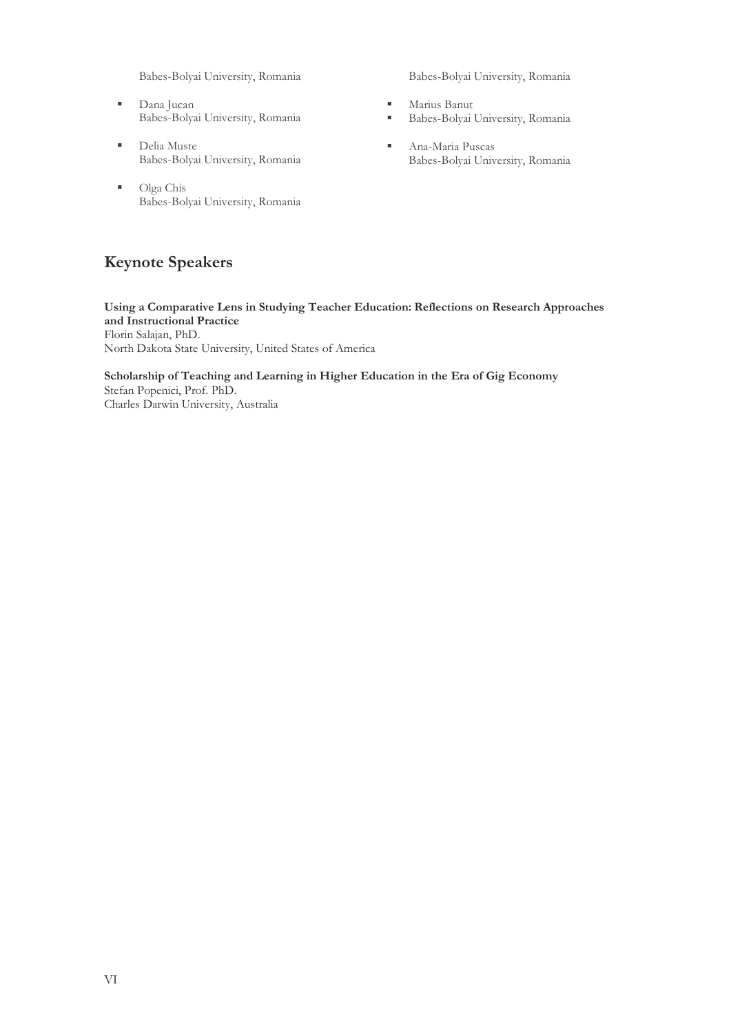Babes-Bolyai University, Romania

- Dana Jucan
  Babes-Bolyai University, Romania
- Delia Muste
  Babes-Bolyai University, Romania
- Olga Chis
  Babes-Bolyai University, Romania

Babes-Bolyai University, Romania

- Marius Banut
- Babes-Bolyai University, Romania
- Ana-Maria Puscas
  Babes-Bolyai University, Romania

## Keynote Speakers

**Using a Comparative Lens in Studying Teacher Education: Reflections on Research Approaches and Instructional Practice**
Florin Salajan, PhD.
North Dakota State University, United States of America

**Scholarship of Teaching and Learning in Higher Education in the Era of Gig Economy**
Stefan Popenici, Prof. PhD.
Charles Darwin University, Australia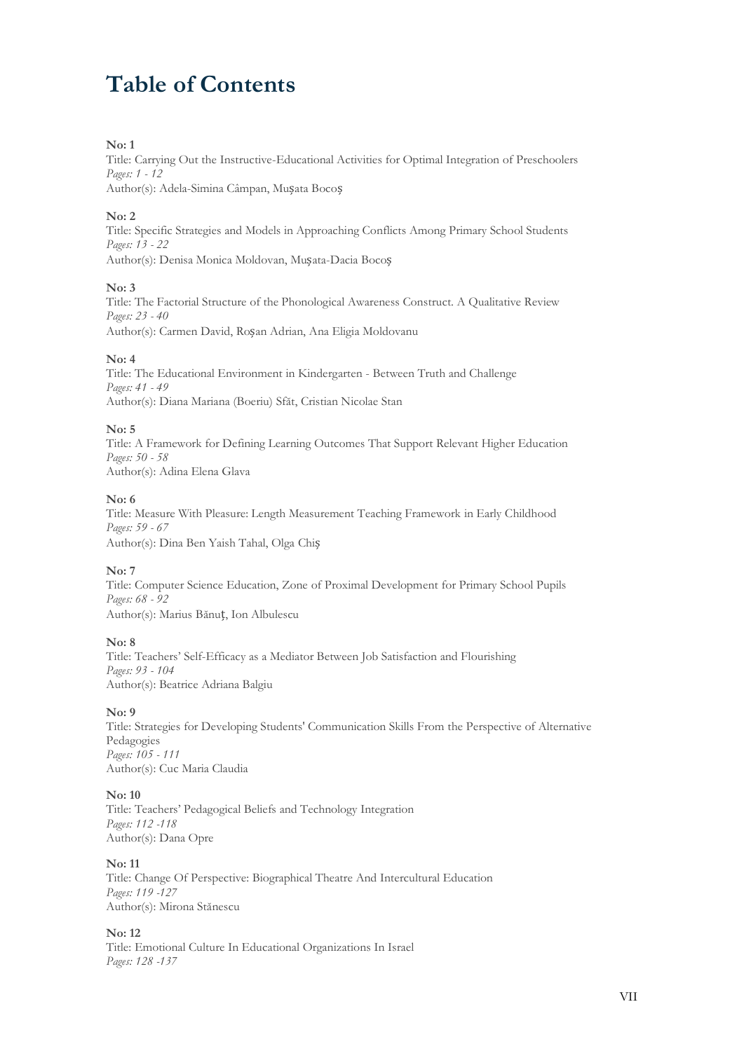# Table of Contents

**No: 1**
Title: Carrying Out the Instructive-Educational Activities for Optimal Integration of Preschoolers
*Pages: 1 - 12*
Author(s): Adela-Simina Câmpan, Mușata Bocoș

**No: 2**
Title: Specific Strategies and Models in Approaching Conflicts Among Primary School Students
*Pages: 13 - 22*
Author(s): Denisa Monica Moldovan, Mușata-Dacia Bocoș

**No: 3**
Title: The Factorial Structure of the Phonological Awareness Construct. A Qualitative Review
*Pages: 23 - 40*
Author(s): Carmen David, Roșan Adrian, Ana Eligia Moldovanu

**No: 4**
Title: The Educational Environment in Kindergarten - Between Truth and Challenge
*Pages: 41 - 49*
Author(s): Diana Mariana (Boeriu) Sfăt, Cristian Nicolae Stan

**No: 5**
Title: A Framework for Defining Learning Outcomes That Support Relevant Higher Education
*Pages: 50 - 58*
Author(s): Adina Elena Glava

**No: 6**
Title: Measure With Pleasure: Length Measurement Teaching Framework in Early Childhood
*Pages: 59 - 67*
Author(s): Dina Ben Yaish Tahal, Olga Chiș

**No: 7**
Title: Computer Science Education, Zone of Proximal Development for Primary School Pupils
*Pages: 68 - 92*
Author(s): Marius Bănuț, Ion Albulescu

**No: 8**
Title: Teachers' Self-Efficacy as a Mediator Between Job Satisfaction and Flourishing
*Pages: 93 - 104*
Author(s): Beatrice Adriana Balgiu

**No: 9**
Title: Strategies for Developing Students' Communication Skills From the Perspective of Alternative Pedagogies
*Pages: 105 - 111*
Author(s): Cuc Maria Claudia

**No: 10**
Title: Teachers' Pedagogical Beliefs and Technology Integration
*Pages: 112 -118*
Author(s): Dana Opre

**No: 11**
Title: Change Of Perspective: Biographical Theatre And Intercultural Education
*Pages: 119 -127*
Author(s): Mirona Stănescu

**No: 12**
Title: Emotional Culture In Educational Organizations In Israel
*Pages: 128 -137*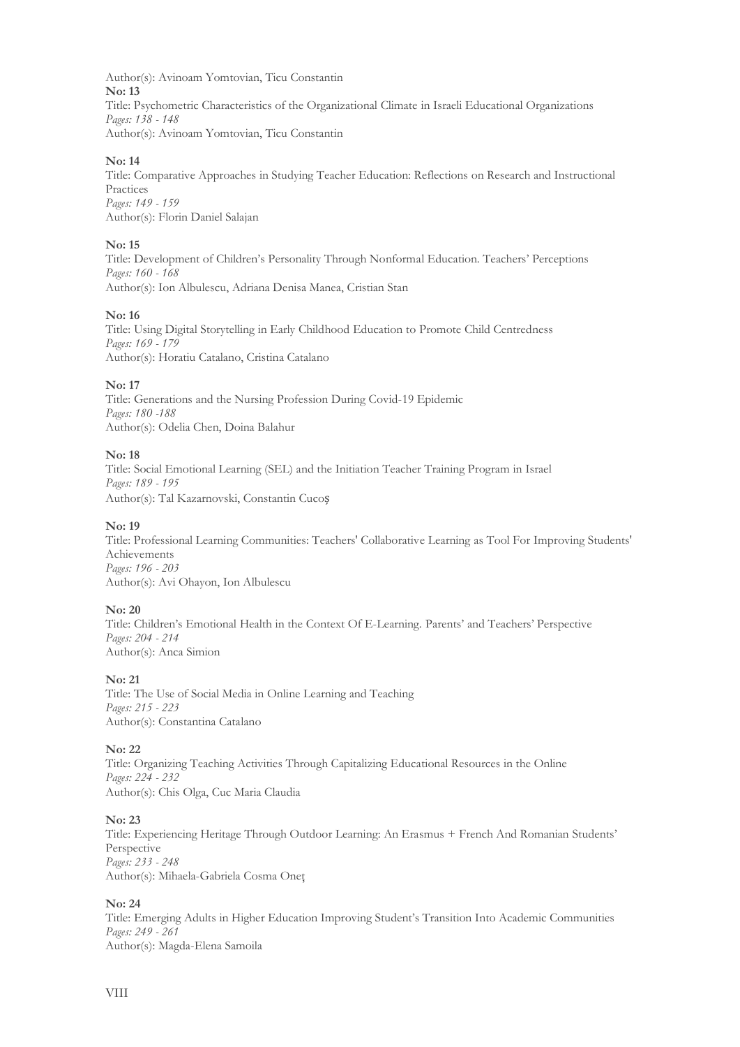Author(s): Avinoam Yomtovian, Ticu Constantin

**No: 13**

Title: Psychometric Characteristics of the Organizational Climate in Israeli Educational Organizations

*Pages: 138 - 148*

Author(s): Avinoam Yomtovian, Ticu Constantin

**No: 14**

Title: Comparative Approaches in Studying Teacher Education: Reflections on Research and Instructional Practices

*Pages: 149 - 159*

Author(s): Florin Daniel Salajan

**No: 15**

Title: Development of Children's Personality Through Nonformal Education. Teachers' Perceptions

*Pages: 160 - 168*

Author(s): Ion Albulescu, Adriana Denisa Manea, Cristian Stan

**No: 16**

Title: Using Digital Storytelling in Early Childhood Education to Promote Child Centredness

*Pages: 169 - 179*

Author(s): Horatiu Catalano, Cristina Catalano

**No: 17**

Title: Generations and the Nursing Profession During Covid-19 Epidemic

*Pages: 180 -188*

Author(s): Odelia Chen, Doina Balahur

**No: 18**

Title: Social Emotional Learning (SEL) and the Initiation Teacher Training Program in Israel

*Pages: 189 - 195*

Author(s): Tal Kazarnovski, Constantin Cucoș

**No: 19**

Title: Professional Learning Communities: Teachers' Collaborative Learning as Tool For Improving Students' Achievements

*Pages: 196 - 203*

Author(s): Avi Ohayon, Ion Albulescu

**No: 20**

Title: Children's Emotional Health in the Context Of E-Learning. Parents' and Teachers' Perspective

*Pages: 204 - 214*

Author(s): Anca Simion

**No: 21**

Title: The Use of Social Media in Online Learning and Teaching

*Pages: 215 - 223*

Author(s): Constantina Catalano

**No: 22**

Title: Organizing Teaching Activities Through Capitalizing Educational Resources in the Online

*Pages: 224 - 232*

Author(s): Chis Olga, Cuc Maria Claudia

**No: 23**

Title: Experiencing Heritage Through Outdoor Learning: An Erasmus + French And Romanian Students' Perspective

*Pages: 233 - 248*

Author(s): Mihaela-Gabriela Cosma Oneț

**No: 24**

Title: Emerging Adults in Higher Education Improving Student's Transition Into Academic Communities

*Pages: 249 - 261*

Author(s): Magda-Elena Samoila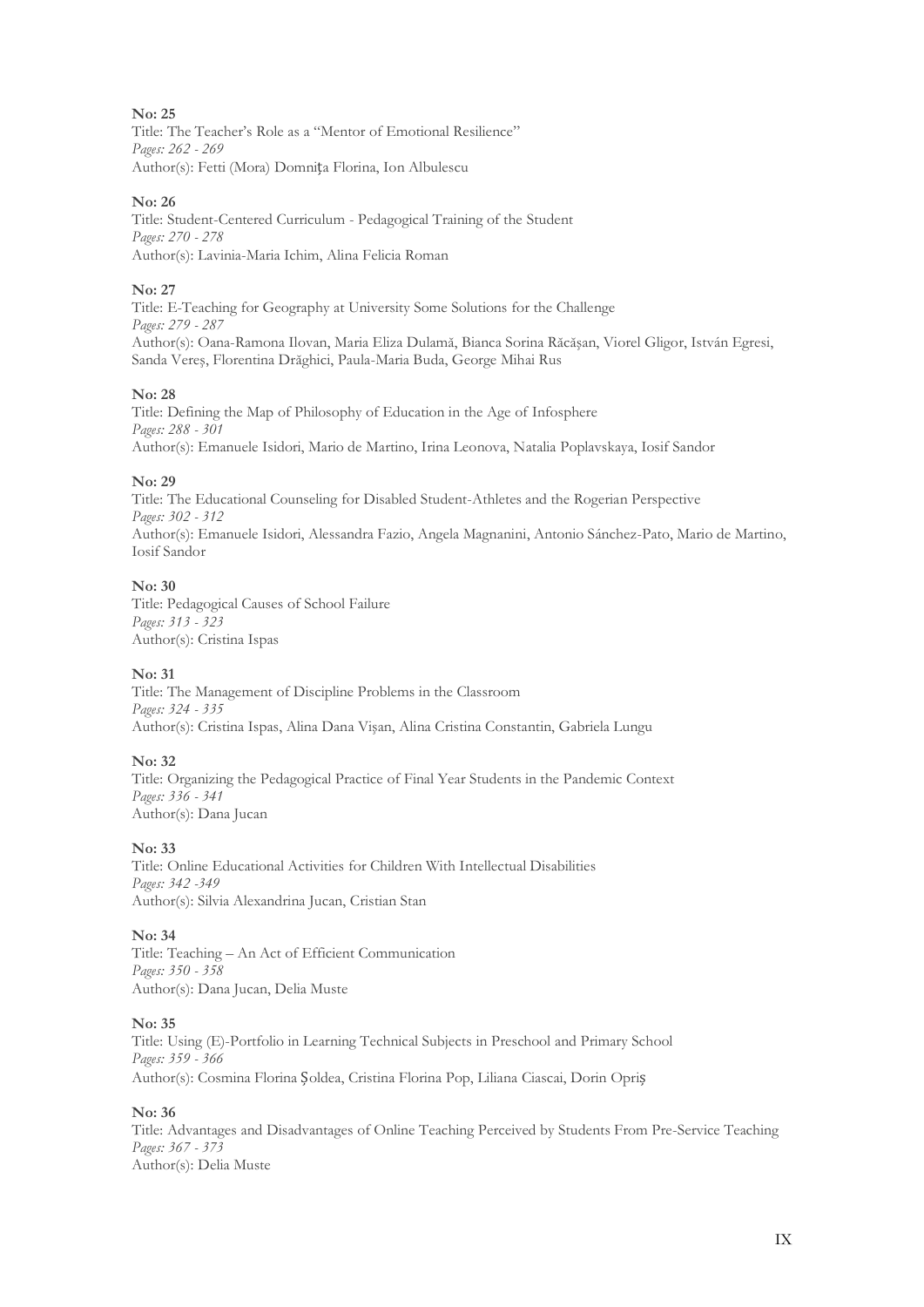**No: 25**
Title: The Teacher's Role as a "Mentor of Emotional Resilience"
*Pages: 262 - 269*
Author(s): Fetti (Mora) Domnița Florina, Ion Albulescu

**No: 26**
Title: Student-Centered Curriculum - Pedagogical Training of the Student
*Pages: 270 - 278*
Author(s): Lavinia-Maria Ichim, Alina Felicia Roman

**No: 27**
Title: E-Teaching for Geography at University Some Solutions for the Challenge
*Pages: 279 - 287*
Author(s): Oana-Ramona Ilovan, Maria Eliza Dulamă, Bianca Sorina Răcășan, Viorel Gligor, István Egresi, Sanda Vereș, Florentina Drăghici, Paula-Maria Buda, George Mihai Rus

**No: 28**
Title: Defining the Map of Philosophy of Education in the Age of Infosphere
*Pages: 288 - 301*
Author(s): Emanuele Isidori, Mario de Martino, Irina Leonova, Natalia Poplavskaya, Iosif Sandor

**No: 29**
Title: The Educational Counseling for Disabled Student-Athletes and the Rogerian Perspective
*Pages: 302 - 312*
Author(s): Emanuele Isidori, Alessandra Fazio, Angela Magnanini, Antonio Sánchez-Pato, Mario de Martino, Iosif Sandor

**No: 30**
Title: Pedagogical Causes of School Failure
*Pages: 313 - 323*
Author(s): Cristina Ispas

**No: 31**
Title: The Management of Discipline Problems in the Classroom
*Pages: 324 - 335*
Author(s): Cristina Ispas, Alina Dana Vişan, Alina Cristina Constantin, Gabriela Lungu

**No: 32**
Title: Organizing the Pedagogical Practice of Final Year Students in the Pandemic Context
*Pages: 336 - 341*
Author(s): Dana Jucan

**No: 33**
Title: Online Educational Activities for Children With Intellectual Disabilities
*Pages: 342 -349*
Author(s): Silvia Alexandrina Jucan, Cristian Stan

**No: 34**
Title: Teaching – An Act of Efficient Communication
*Pages: 350 - 358*
Author(s): Dana Jucan, Delia Muste

**No: 35**
Title: Using (E)-Portfolio in Learning Technical Subjects in Preschool and Primary School
*Pages: 359 - 366*
Author(s): Cosmina Florina Șoldea, Cristina Florina Pop, Liliana Ciascai, Dorin Opriș

**No: 36**
Title: Advantages and Disadvantages of Online Teaching Perceived by Students From Pre-Service Teaching
*Pages: 367 - 373*
Author(s): Delia Muste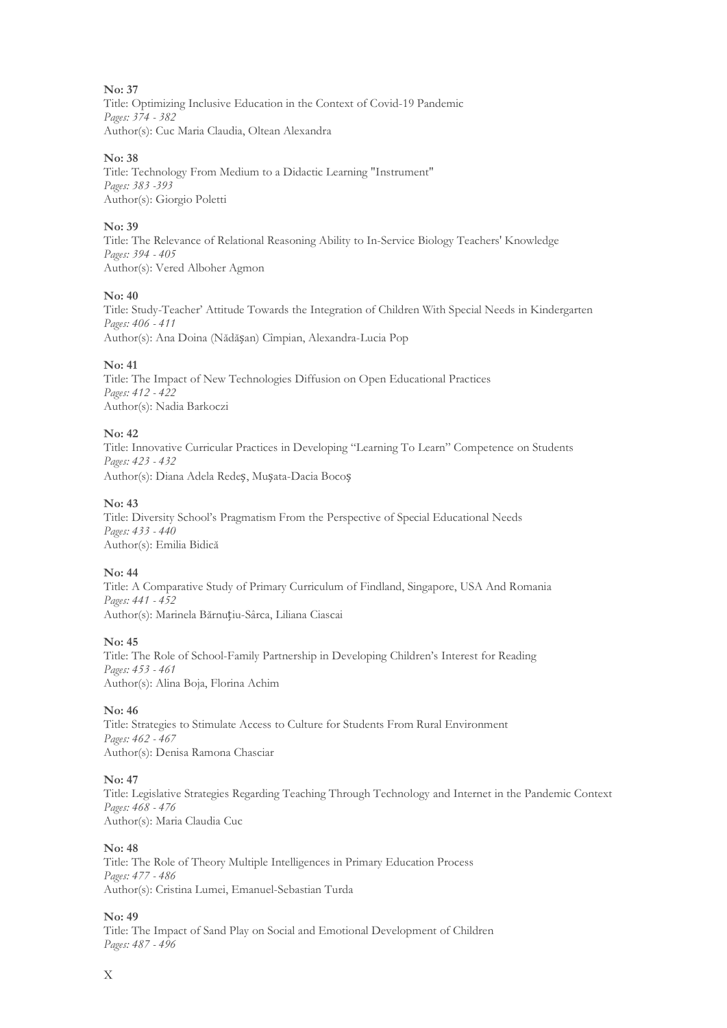**No: 37**
Title: Optimizing Inclusive Education in the Context of Covid-19 Pandemic
*Pages: 374 - 382*
Author(s): Cuc Maria Claudia, Oltean Alexandra

**No: 38**
Title: Technology From Medium to a Didactic Learning "Instrument"
*Pages: 383 -393*
Author(s): Giorgio Poletti

**No: 39**
Title: The Relevance of Relational Reasoning Ability to In-Service Biology Teachers' Knowledge
*Pages: 394 - 405*
Author(s): Vered Alboher Agmon

**No: 40**
Title: Study-Teacher' Attitude Towards the Integration of Children With Special Needs in Kindergarten
*Pages: 406 - 411*
Author(s): Ana Doina (Nădășan) Cîmpian, Alexandra-Lucia Pop

**No: 41**
Title: The Impact of New Technologies Diffusion on Open Educational Practices
*Pages: 412 - 422*
Author(s): Nadia Barkoczi

**No: 42**
Title: Innovative Curricular Practices in Developing "Learning To Learn" Competence on Students
*Pages: 423 - 432*
Author(s): Diana Adela Redeș, Mușata-Dacia Bocoș

**No: 43**
Title: Diversity School's Pragmatism From the Perspective of Special Educational Needs
*Pages: 433 - 440*
Author(s): Emilia Bidică

**No: 44**
Title: A Comparative Study of Primary Curriculum of Findland, Singapore, USA And Romania
*Pages: 441 - 452*
Author(s): Marinela Bărnuțiu-Sârca, Liliana Ciascai

**No: 45**
Title: The Role of School-Family Partnership in Developing Children's Interest for Reading
*Pages: 453 - 461*
Author(s): Alina Boja, Florina Achim

**No: 46**
Title: Strategies to Stimulate Access to Culture for Students From Rural Environment
*Pages: 462 - 467*
Author(s): Denisa Ramona Chasciar

**No: 47**
Title: Legislative Strategies Regarding Teaching Through Technology and Internet in the Pandemic Context
*Pages: 468 - 476*
Author(s): Maria Claudia Cuc

**No: 48**
Title: The Role of Theory Multiple Intelligences in Primary Education Process
*Pages: 477 - 486*
Author(s): Cristina Lumei, Emanuel-Sebastian Turda

**No: 49**
Title: The Impact of Sand Play on Social and Emotional Development of Children
*Pages: 487 - 496*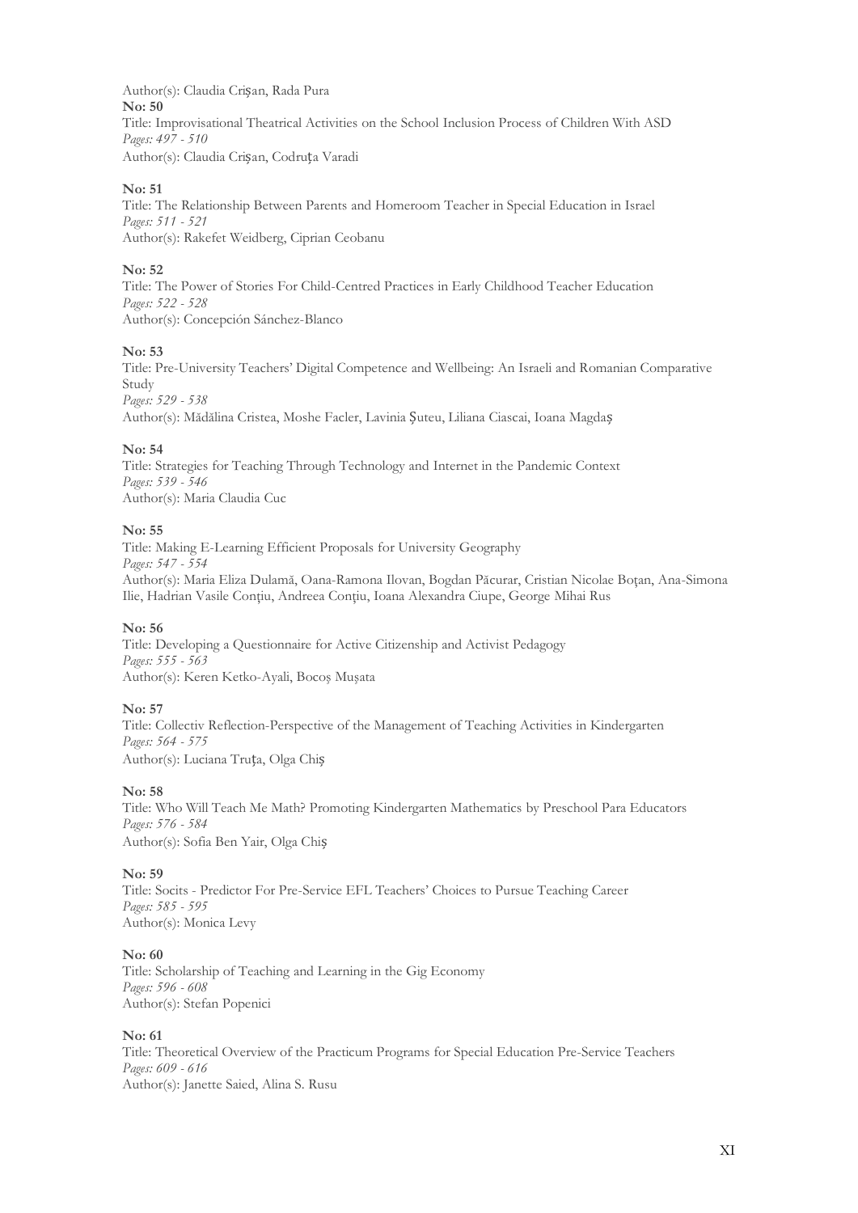Author(s): Claudia Crişan, Rada Pura

**No: 50**
Title: Improvisational Theatrical Activities on the School Inclusion Process of Children With ASD
*Pages: 497 - 510*
Author(s): Claudia Crişan, Codruţa Varadi

**No: 51**
Title: The Relationship Between Parents and Homeroom Teacher in Special Education in Israel
*Pages: 511 - 521*
Author(s): Rakefet Weidberg, Ciprian Ceobanu

**No: 52**
Title: The Power of Stories For Child-Centred Practices in Early Childhood Teacher Education
*Pages: 522 - 528*
Author(s): Concepción Sánchez-Blanco

**No: 53**
Title: Pre-University Teachers' Digital Competence and Wellbeing: An Israeli and Romanian Comparative Study
*Pages: 529 - 538*
Author(s): Mădălina Cristea, Moshe Facler, Lavinia Şuteu, Liliana Ciascai, Ioana Magdaş

**No: 54**
Title: Strategies for Teaching Through Technology and Internet in the Pandemic Context
*Pages: 539 - 546*
Author(s): Maria Claudia Cuc

**No: 55**
Title: Making E-Learning Efficient Proposals for University Geography
*Pages: 547 - 554*
Author(s): Maria Eliza Dulamă, Oana-Ramona Ilovan, Bogdan Păcurar, Cristian Nicolae Boţan, Ana-Simona Ilie, Hadrian Vasile Conţiu, Andreea Conţiu, Ioana Alexandra Ciupe, George Mihai Rus

**No: 56**
Title: Developing a Questionnaire for Active Citizenship and Activist Pedagogy
*Pages: 555 - 563*
Author(s): Keren Ketko-Ayali, Bocoş Muşata

**No: 57**
Title: Collectiv Reflection-Perspective of the Management of Teaching Activities in Kindergarten
*Pages: 564 - 575*
Author(s): Luciana Truţa, Olga Chiş

**No: 58**
Title: Who Will Teach Me Math? Promoting Kindergarten Mathematics by Preschool Para Educators
*Pages: 576 - 584*
Author(s): Sofia Ben Yair, Olga Chiş

**No: 59**
Title: Socits - Predictor For Pre-Service EFL Teachers' Choices to Pursue Teaching Career
*Pages: 585 - 595*
Author(s): Monica Levy

**No: 60**
Title: Scholarship of Teaching and Learning in the Gig Economy
*Pages: 596 - 608*
Author(s): Stefan Popenici

**No: 61**
Title: Theoretical Overview of the Practicum Programs for Special Education Pre-Service Teachers
*Pages: 609 - 616*
Author(s): Janette Saied, Alina S. Rusu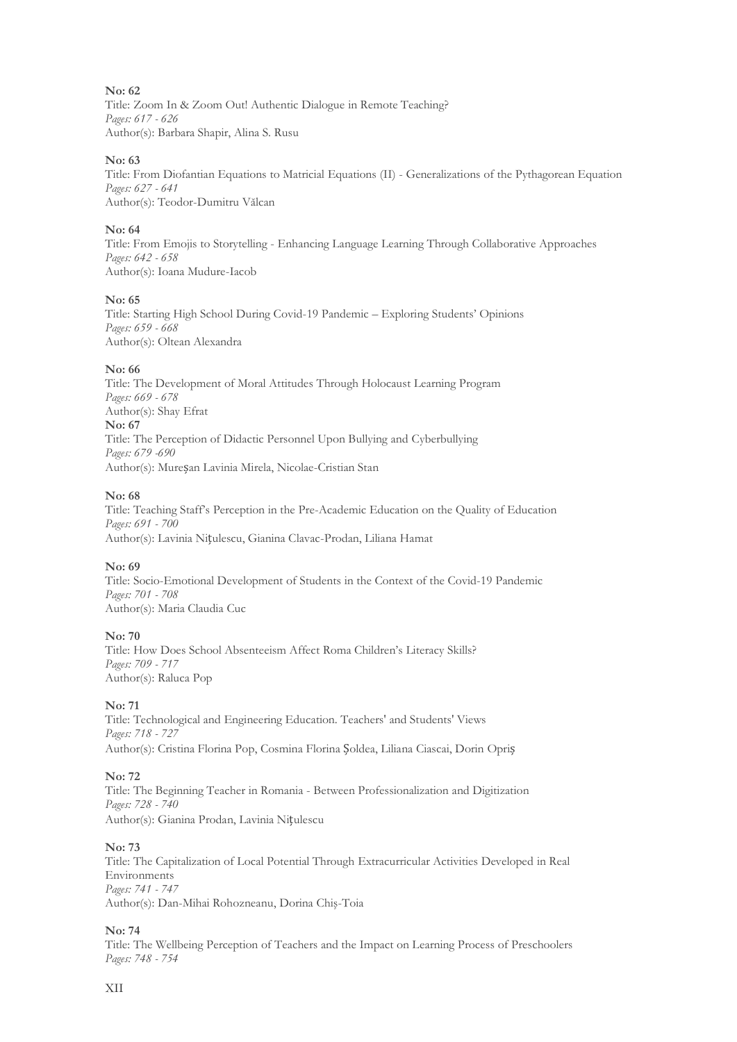**No: 62**
Title: Zoom In & Zoom Out! Authentic Dialogue in Remote Teaching?
*Pages: 617 - 626*
Author(s): Barbara Shapir, Alina S. Rusu

**No: 63**
Title: From Diofantian Equations to Matricial Equations (II) - Generalizations of the Pythagorean Equation
*Pages: 627 - 641*
Author(s): Teodor-Dumitru Vălcan

**No: 64**
Title: From Emojis to Storytelling - Enhancing Language Learning Through Collaborative Approaches
*Pages: 642 - 658*
Author(s): Ioana Mudure-Iacob

**No: 65**
Title: Starting High School During Covid-19 Pandemic – Exploring Students' Opinions
*Pages: 659 - 668*
Author(s): Oltean Alexandra

**No: 66**
Title: The Development of Moral Attitudes Through Holocaust Learning Program
*Pages: 669 - 678*
Author(s): Shay Efrat

**No: 67**
Title: The Perception of Didactic Personnel Upon Bullying and Cyberbullying
*Pages: 679 -690*
Author(s): Mureșan Lavinia Mirela, Nicolae-Cristian Stan

**No: 68**
Title: Teaching Staff's Perception in the Pre-Academic Education on the Quality of Education
*Pages: 691 - 700*
Author(s): Lavinia Nițulescu, Gianina Clavac-Prodan, Liliana Hamat

**No: 69**
Title: Socio-Emotional Development of Students in the Context of the Covid-19 Pandemic
*Pages: 701 - 708*
Author(s): Maria Claudia Cuc

**No: 70**
Title: How Does School Absenteeism Affect Roma Children's Literacy Skills?
*Pages: 709 - 717*
Author(s): Raluca Pop

**No: 71**
Title: Technological and Engineering Education. Teachers' and Students' Views
*Pages: 718 - 727*
Author(s): Cristina Florina Pop, Cosmina Florina Șoldea, Liliana Ciascai, Dorin Opriș

**No: 72**
Title: The Beginning Teacher in Romania - Between Professionalization and Digitization
*Pages: 728 - 740*
Author(s): Gianina Prodan, Lavinia Nițulescu

**No: 73**
Title: The Capitalization of Local Potential Through Extracurricular Activities Developed in Real Environments
*Pages: 741 - 747*
Author(s): Dan-Mihai Rohozneanu, Dorina Chiș-Toia

**No: 74**
Title: The Wellbeing Perception of Teachers and the Impact on Learning Process of Preschoolers
*Pages: 748 - 754*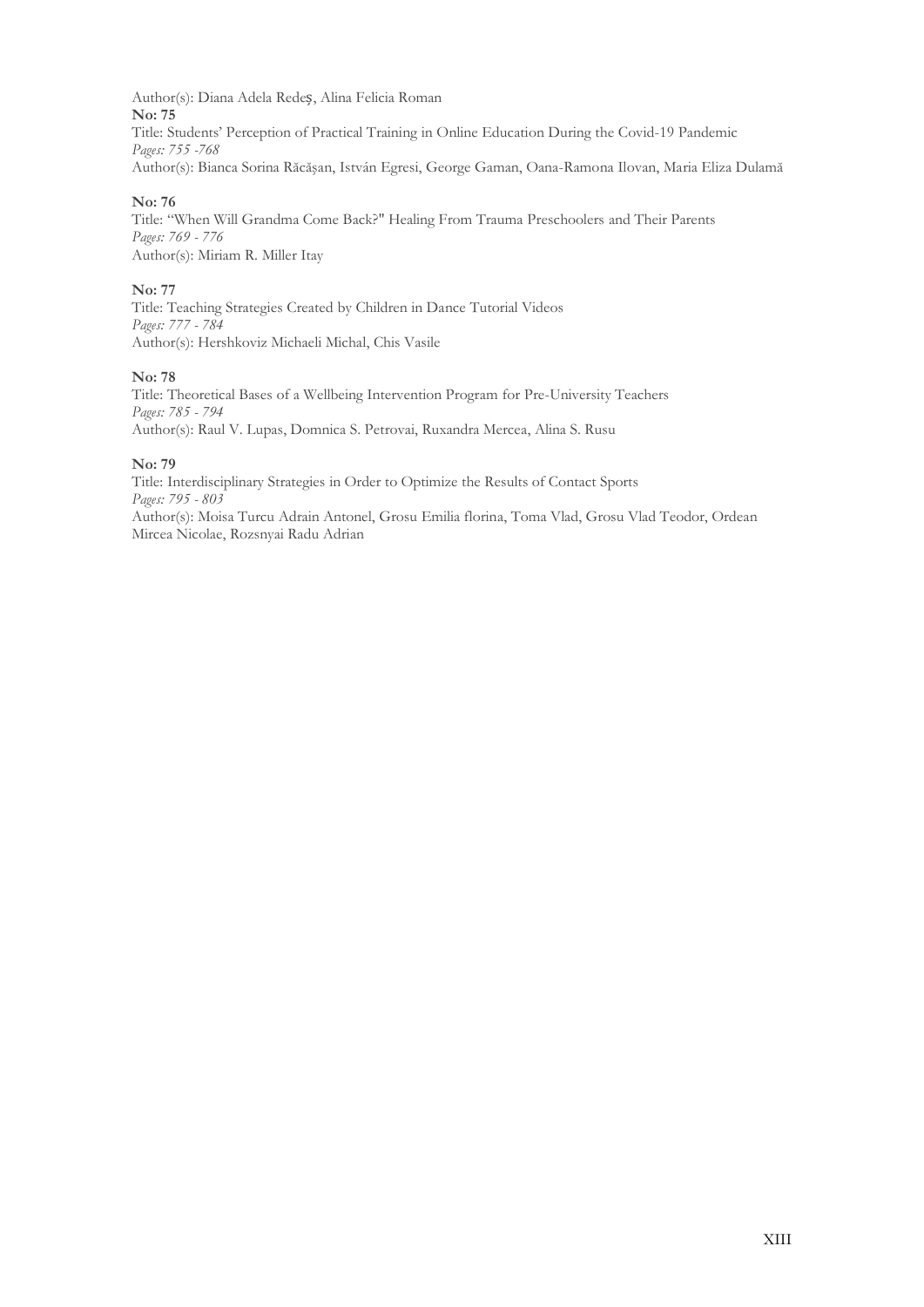Author(s): Diana Adela Redeş, Alina Felicia Roman

**No: 75**

Title: Students' Perception of Practical Training in Online Education During the Covid-19 Pandemic

*Pages: 755 -768*

Author(s): Bianca Sorina Răcăşan, István Egresi, George Gaman, Oana-Ramona Ilovan, Maria Eliza Dulamă

**No: 76**

Title: "When Will Grandma Come Back?" Healing From Trauma Preschoolers and Their Parents

*Pages: 769 - 776*

Author(s): Miriam R. Miller Itay

**No: 77**

Title: Teaching Strategies Created by Children in Dance Tutorial Videos

*Pages: 777 - 784*

Author(s): Hershkoviz Michaeli Michal, Chis Vasile

**No: 78**

Title: Theoretical Bases of a Wellbeing Intervention Program for Pre-University Teachers

*Pages: 785 - 794*

Author(s): Raul V. Lupas, Domnica S. Petrovai, Ruxandra Mercea, Alina S. Rusu

**No: 79**

Title: Interdisciplinary Strategies in Order to Optimize the Results of Contact Sports

*Pages: 795 - 803*

Author(s): Moisa Turcu Adrain Antonel, Grosu Emilia florina, Toma Vlad, Grosu Vlad Teodor, Ordean Mircea Nicolae, Rozsnyai Radu Adrian